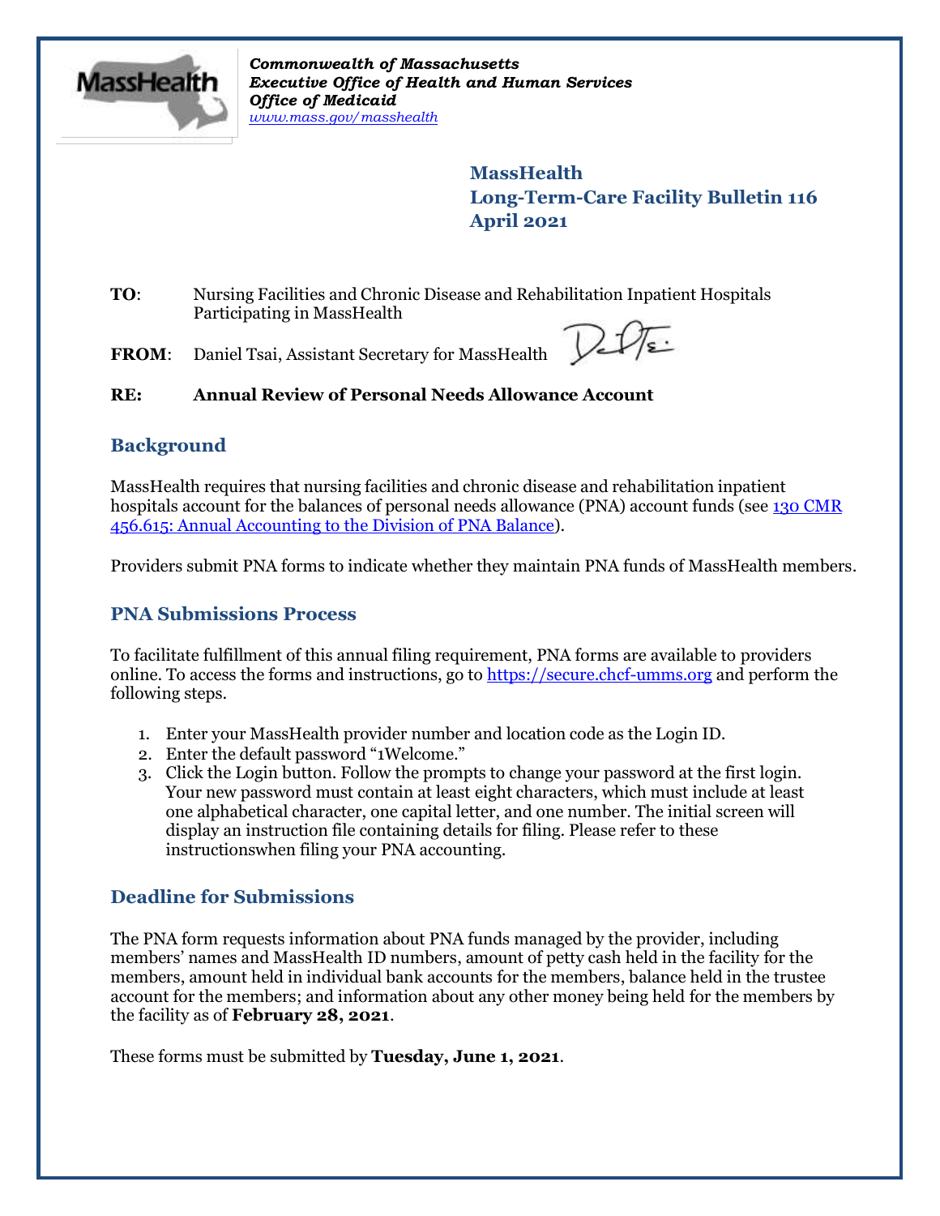*Commonwealth of Massachusetts*
***Executive Office of Health and Human Services***
***Office of Medicaid***
*www.mass.gov/masshealth*

# MassHealth
# Long-Term-Care Facility Bulletin 116
# April 2021

**TO**: Nursing Facilities and Chronic Disease and Rehabilitation Inpatient Hospitals Participating in MassHealth

**FROM**: Daniel Tsai, Assistant Secretary for MassHealth

**RE: Annual Review of Personal Needs Allowance Account**

## Background

MassHealth requires that nursing facilities and chronic disease and rehabilitation inpatient hospitals account for the balances of personal needs allowance (PNA) account funds (see 130 CMR 456.615: Annual Accounting to the Division of PNA Balance).

Providers submit PNA forms to indicate whether they maintain PNA funds of MassHealth members.

## PNA Submissions Process

To facilitate fulfillment of this annual filing requirement, PNA forms are available to providers online. To access the forms and instructions, go to https://secure.chcf-umms.org and perform the following steps.

1. Enter your MassHealth provider number and location code as the Login ID.
2. Enter the default password "1Welcome."
3. Click the Login button. Follow the prompts to change your password at the first login. Your new password must contain at least eight characters, which must include at least one alphabetical character, one capital letter, and one number. The initial screen will display an instruction file containing details for filing. Please refer to these instructionswhen filing your PNA accounting.

## Deadline for Submissions

The PNA form requests information about PNA funds managed by the provider, including members' names and MassHealth ID numbers, amount of petty cash held in the facility for the members, amount held in individual bank accounts for the members, balance held in the trustee account for the members; and information about any other money being held for the members by the facility as of **February 28, 2021**.

These forms must be submitted by **Tuesday, June 1, 2021**.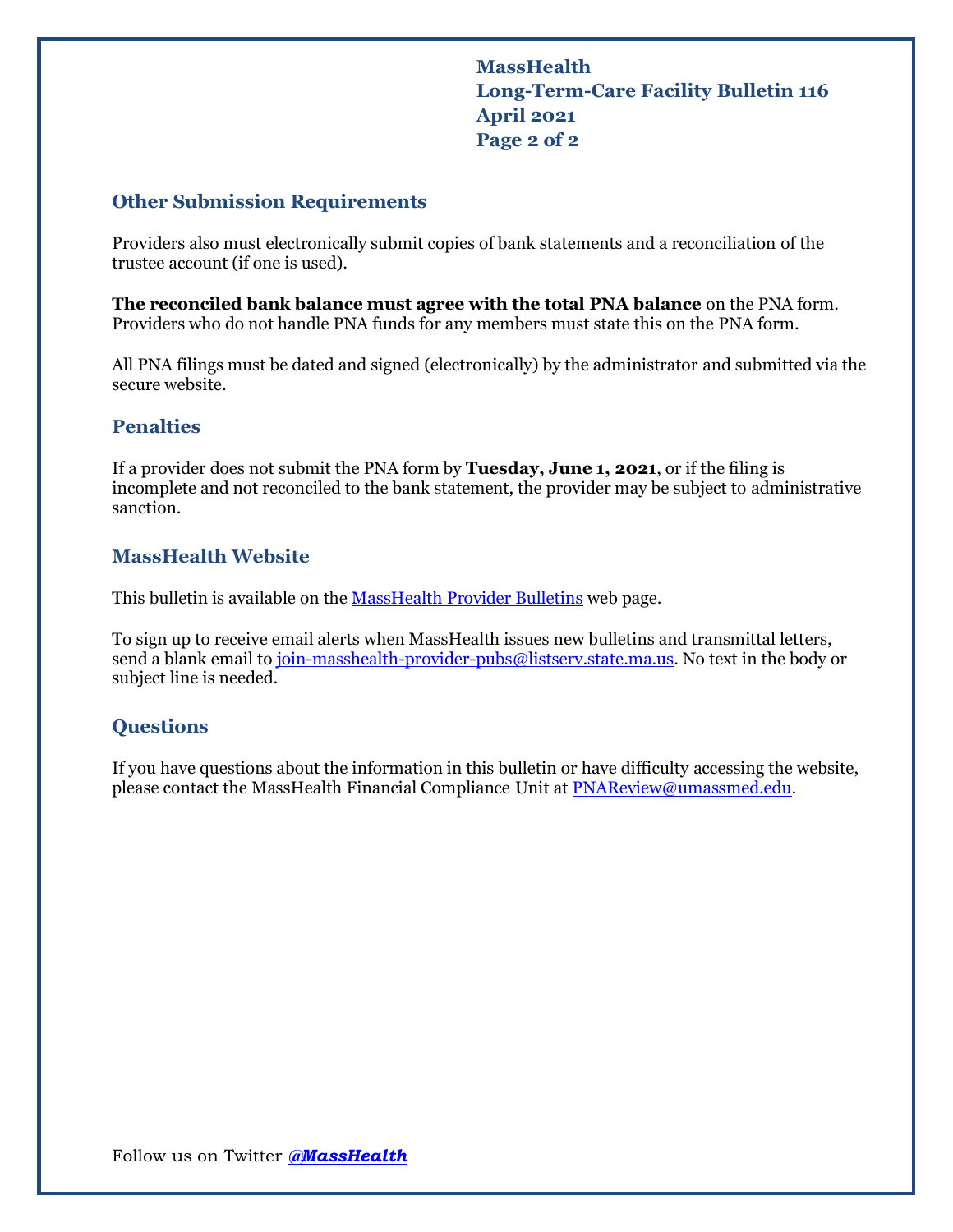## Other Submission Requirements

Providers also must electronically submit copies of bank statements and a reconciliation of the trustee account (if one is used).

**The reconciled bank balance must agree with the total PNA balance** on the PNA form. Providers who do not handle PNA funds for any members must state this on the PNA form.

All PNA filings must be dated and signed (electronically) by the administrator and submitted via the secure website.

## Penalties

If a provider does not submit the PNA form by **Tuesday, June 1, 2021**, or if the filing is incomplete and not reconciled to the bank statement, the provider may be subject to administrative sanction.

## MassHealth Website

This bulletin is available on the MassHealth Provider Bulletins web page.

To sign up to receive email alerts when MassHealth issues new bulletins and transmittal letters, send a blank email to join-masshealth-provider-pubs@listserv.state.ma.us. No text in the body or subject line is needed.

## Questions

If you have questions about the information in this bulletin or have difficulty accessing the website, please contact the MassHealth Financial Compliance Unit at PNAReview@umassmed.edu.

Follow us on Twitter ***@MassHealth***